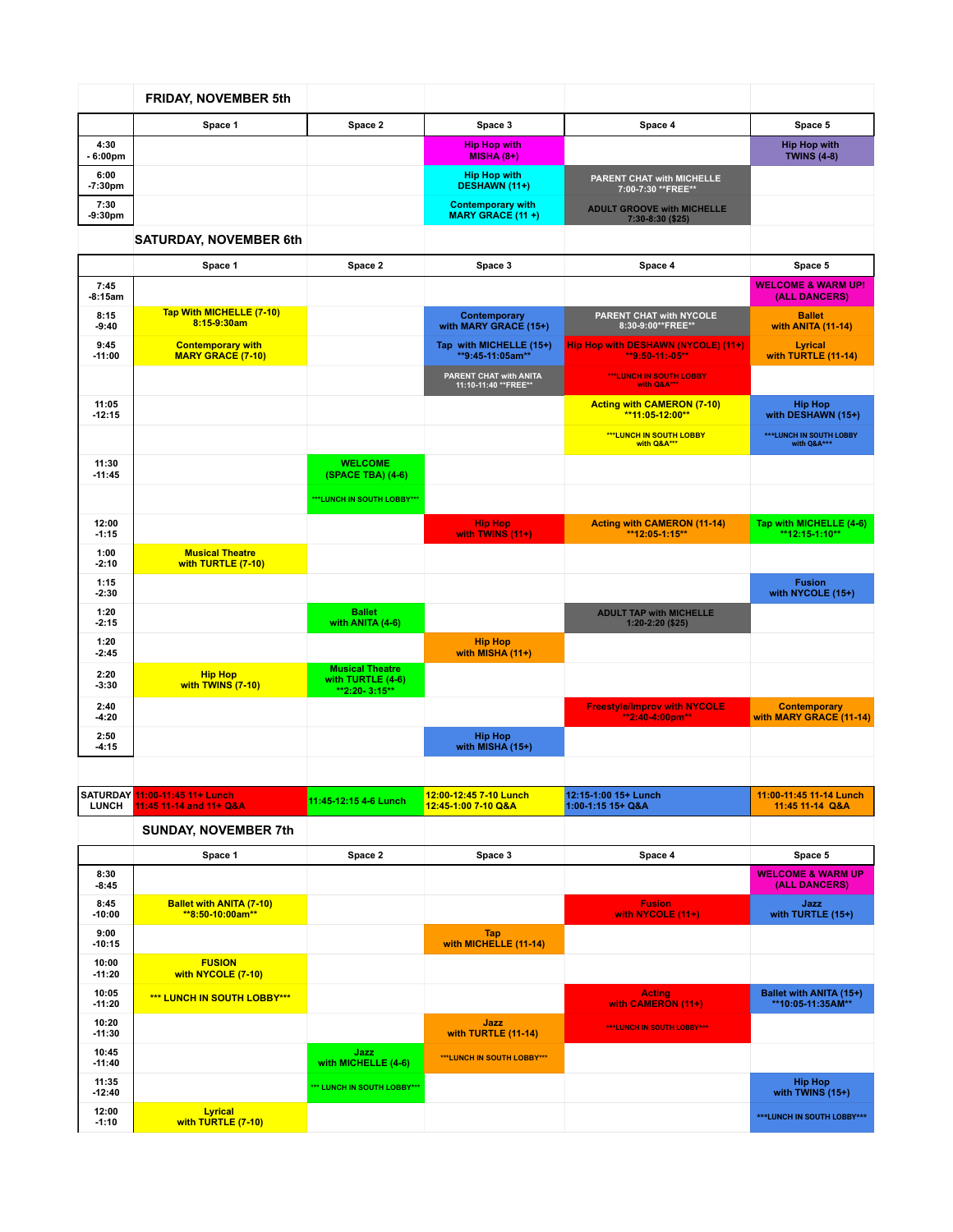## FRIDAY, NOVEMBER 5th

| | Space 1 | Space 2 | Space 3 | Space 4 | Space 5 |
|---|---|---|---|---|---|
| 4:30 - 6:00pm | | | Hip Hop with MISHA (8+) | | Hip Hop with TWINS (4-8) |
| 6:00 -7:30pm | | | Hip Hop with DESHAWN (11+) | PARENT CHAT with MICHELLE 7:00-7:30 **FREE** | |
| 7:30 -9:30pm | | | Contemporary with MARY GRACE (11 +) | ADULT GROOVE with MICHELLE 7:30-8:30 ($25) | |

## SATURDAY, NOVEMBER 6th

| | Space 1 | Space 2 | Space 3 | Space 4 | Space 5 |
|---|---|---|---|---|---|
| 7:45 -8:15am | | | | | WELCOME & WARM UP! (ALL DANCERS) |
| 8:15 -9:40 | Tap With MICHELLE (7-10) 8:15-9:30am | | Contemporary with MARY GRACE (15+) | PARENT CHAT with NYCOLE 8:30-9:00**FREE** | Ballet with ANITA (11-14) |
| 9:45 -11:00 | Contemporary with MARY GRACE (7-10) | | Tap with MICHELLE (15+) **9:45-11:05am** | Hip Hop with DESHAWN (NYCOLE) (11+) **9:50-11:-05** | Lyrical with TURTLE (11-14) |
| | | | PARENT CHAT with ANITA 11:10-11:40 **FREE** | ***LUNCH IN SOUTH LOBBY with Q&A*** | |
| 11:05 -12:15 | | | | Acting with CAMERON (7-10) **11:05-12:00** | Hip Hop with DESHAWN (15+) |
| | | | | ***LUNCH IN SOUTH LOBBY with Q&A*** | ***LUNCH IN SOUTH LOBBY with Q&A*** |
| 11:30 -11:45 | | WELCOME (SPACE TBA) (4-6) | | | |
| | | ***LUNCH IN SOUTH LOBBY*** | | | |
| 12:00 -1:15 | | | Hip Hop with TWINS (11+) | Acting with CAMERON (11-14) **12:05-1:15** | Tap with MICHELLE (4-6) **12:15-1:10** |
| 1:00 -2:10 | Musical Theatre with TURTLE (7-10) | | | | |
| 1:15 -2:30 | | | | | Fusion with NYCOLE (15+) |
| 1:20 -2:15 | | Ballet with ANITA (4-6) | | ADULT TAP with MICHELLE 1:20-2:20 ($25) | |
| 1:20 -2:45 | | | Hip Hop with MISHA (11+) | | |
| 2:20 -3:30 | Hip Hop with TWINS (7-10) | Musical Theatre with TURTLE (4-6) **2:20- 3:15** | | | |
| 2:40 -4:20 | | | | Freestyle/Improv with NYCOLE **2:40-4:00pm** | Contemporary with MARY GRACE (11-14) |
| 2:50 -4:15 | | | Hip Hop with MISHA (15+) | | |
| SATURDAY LUNCH | 11:00-11:45 11+ Lunch 11:45 11-14 and 11+ Q&A | 11:45-12:15 4-6 Lunch | 12:00-12:45 7-10 Lunch 12:45-1:00 7-10 Q&A | 12:15-1:00 15+ Lunch 1:00-1:15 15+ Q&A | 11:00-11:45 11-14 Lunch 11:45 11-14 Q&A |

## SUNDAY, NOVEMBER 7th

| | Space 1 | Space 2 | Space 3 | Space 4 | Space 5 |
|---|---|---|---|---|---|
| 8:30 -8:45 | | | | | WELCOME & WARM UP (ALL DANCERS) |
| 8:45 -10:00 | Ballet with ANITA (7-10) **8:50-10:00am** | | | Fusion with NYCOLE (11+) | Jazz with TURTLE (15+) |
| 9:00 -10:15 | | | Tap with MICHELLE (11-14) | | |
| 10:00 -11:20 | FUSION with NYCOLE (7-10) | | | | |
| 10:05 -11:20 | *** LUNCH IN SOUTH LOBBY*** | | | Acting with CAMERON (11+) | Ballet with ANITA (15+) **10:05-11:35AM** |
| 10:20 -11:30 | | | Jazz with TURTLE (11-14) | ***LUNCH IN SOUTH LOBBY*** | |
| 10:45 -11:40 | | Jazz with MICHELLE (4-6) | ***LUNCH IN SOUTH LOBBY*** | | |
| 11:35 -12:40 | | *** LUNCH IN SOUTH LOBBY*** | | | Hip Hop with TWINS (15+) |
| 12:00 -1:10 | Lyrical with TURTLE (7-10) | | | | ***LUNCH IN SOUTH LOBBY*** |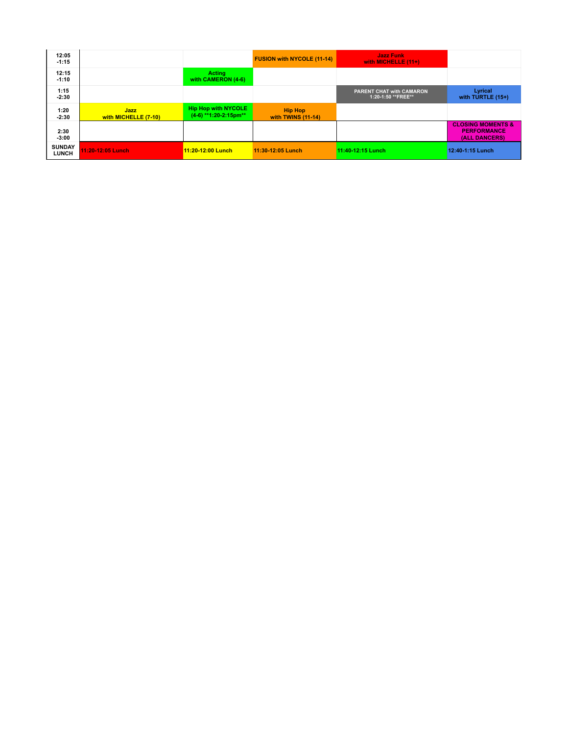| | | | | | |
|---|---|---|---|---|---|
| 12:05 -1:15 | | | FUSION with NYCOLE (11-14) | Jazz Funk with MICHELLE (11+) | |
| 12:15 -1:10 | | Acting with CAMERON (4-6) | | | |
| 1:15 -2:30 | | | | PARENT CHAT with CAMARON 1:20-1:50 **FREE** | Lyrical with TURTLE (15+) |
| 1:20 -2:30 | Jazz with MICHELLE (7-10) | Hip Hop with NYCOLE (4-6) **1:20-2:15pm** | Hip Hop with TWINS (11-14) | | |
| 2:30 -3:00 | | | | | CLOSING MOMENTS & PERFORMANCE (ALL DANCERS) |
| SUNDAY LUNCH | 11:20-12:05 Lunch | 11:20-12:00 Lunch | 11:30-12:05 Lunch | 11:40-12:15 Lunch | 12:40-1:15 Lunch |